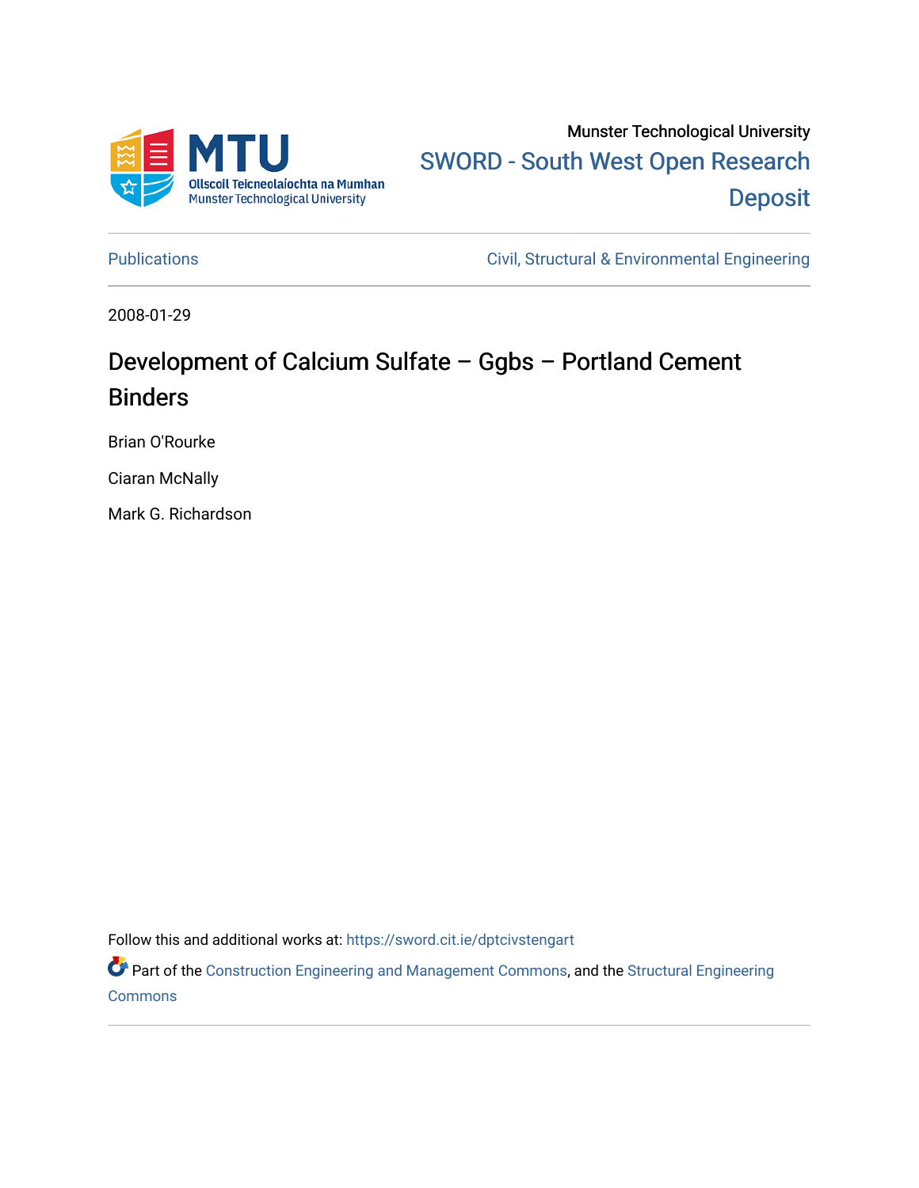Munster Technological University

SWORD - South West Open Research Deposit

Publications

Civil, Structural & Environmental Engineering

2008-01-29

# Development of Calcium Sulfate – Ggbs – Portland Cement Binders

Brian O'Rourke

Ciaran McNally

Mark G. Richardson

Follow this and additional works at: https://sword.cit.ie/dptcivstengart

Part of the Construction Engineering and Management Commons, and the Structural Engineering Commons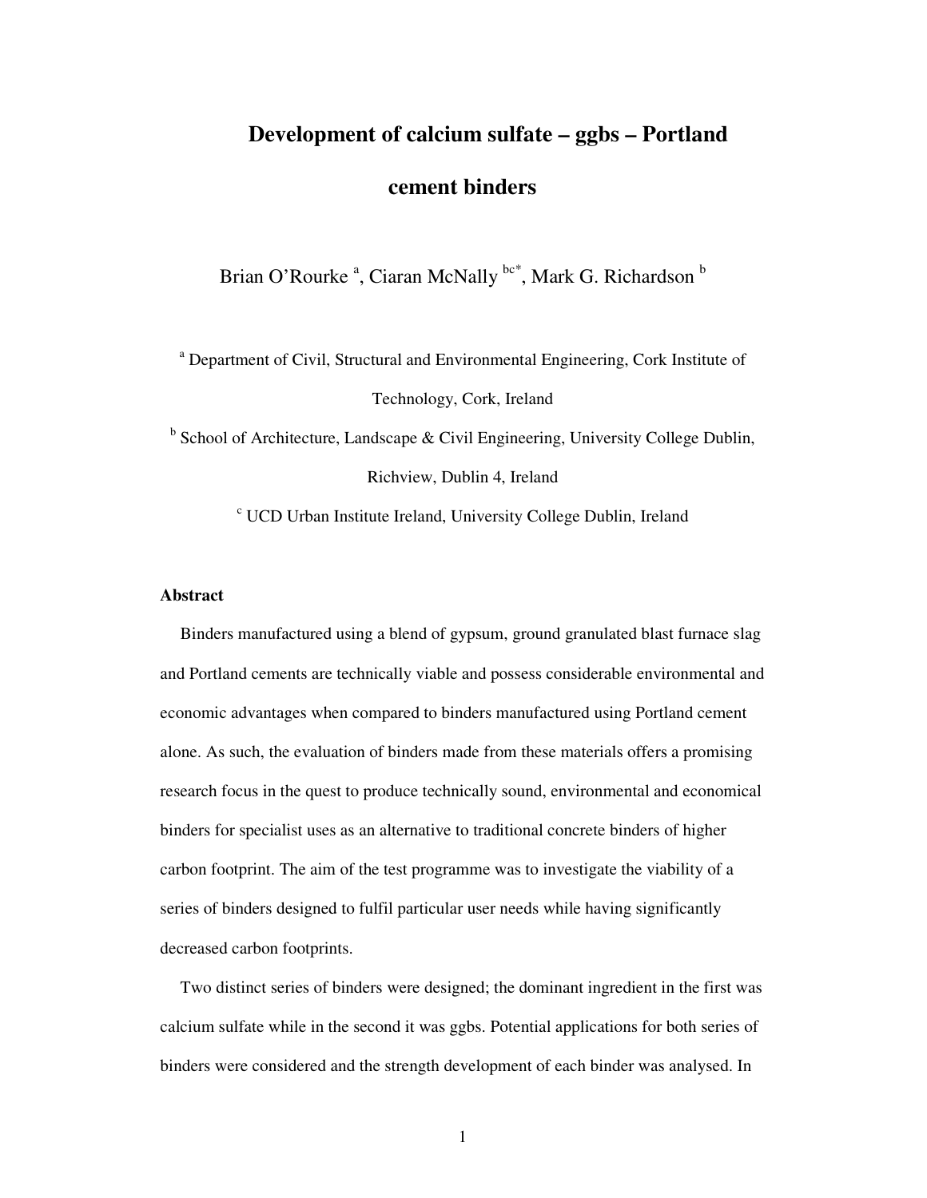# Development of calcium sulfate – ggbs – Portland cement binders

Brian O'Rourke [a], Ciaran McNally [bc*], Mark G. Richardson [b]

[a] Department of Civil, Structural and Environmental Engineering, Cork Institute of Technology, Cork, Ireland

[b] School of Architecture, Landscape & Civil Engineering, University College Dublin, Richview, Dublin 4, Ireland

[c] UCD Urban Institute Ireland, University College Dublin, Ireland

## Abstract

Binders manufactured using a blend of gypsum, ground granulated blast furnace slag and Portland cements are technically viable and possess considerable environmental and economic advantages when compared to binders manufactured using Portland cement alone. As such, the evaluation of binders made from these materials offers a promising research focus in the quest to produce technically sound, environmental and economical binders for specialist uses as an alternative to traditional concrete binders of higher carbon footprint. The aim of the test programme was to investigate the viability of a series of binders designed to fulfil particular user needs while having significantly decreased carbon footprints.

Two distinct series of binders were designed; the dominant ingredient in the first was calcium sulfate while in the second it was ggbs. Potential applications for both series of binders were considered and the strength development of each binder was analysed. In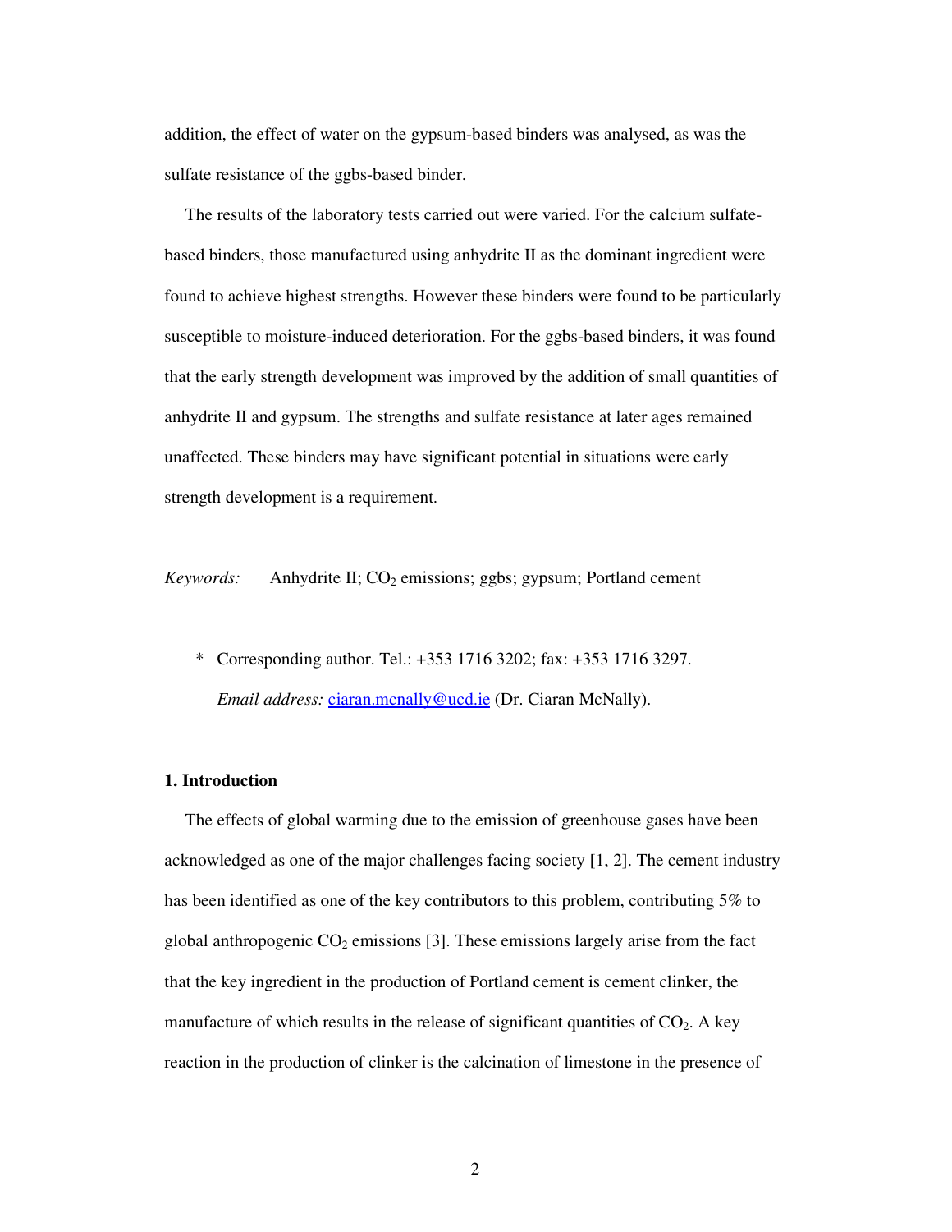addition, the effect of water on the gypsum-based binders was analysed, as was the sulfate resistance of the ggbs-based binder.

The results of the laboratory tests carried out were varied. For the calcium sulfate-based binders, those manufactured using anhydrite II as the dominant ingredient were found to achieve highest strengths. However these binders were found to be particularly susceptible to moisture-induced deterioration. For the ggbs-based binders, it was found that the early strength development was improved by the addition of small quantities of anhydrite II and gypsum. The strengths and sulfate resistance at later ages remained unaffected. These binders may have significant potential in situations were early strength development is a requirement.

*Keywords:* Anhydrite II; $CO_2$ emissions; ggbs; gypsum; Portland cement

\* Corresponding author. Tel.: +353 1716 3202; fax: +353 1716 3297.
*Email address:* ciaran.mcnally@ucd.ie (Dr. Ciaran McNally).

## 1. Introduction

The effects of global warming due to the emission of greenhouse gases have been acknowledged as one of the major challenges facing society [1, 2]. The cement industry has been identified as one of the key contributors to this problem, contributing 5% to global anthropogenic $CO_2$ emissions [3]. These emissions largely arise from the fact that the key ingredient in the production of Portland cement is cement clinker, the manufacture of which results in the release of significant quantities of $CO_2$. A key reaction in the production of clinker is the calcination of limestone in the presence of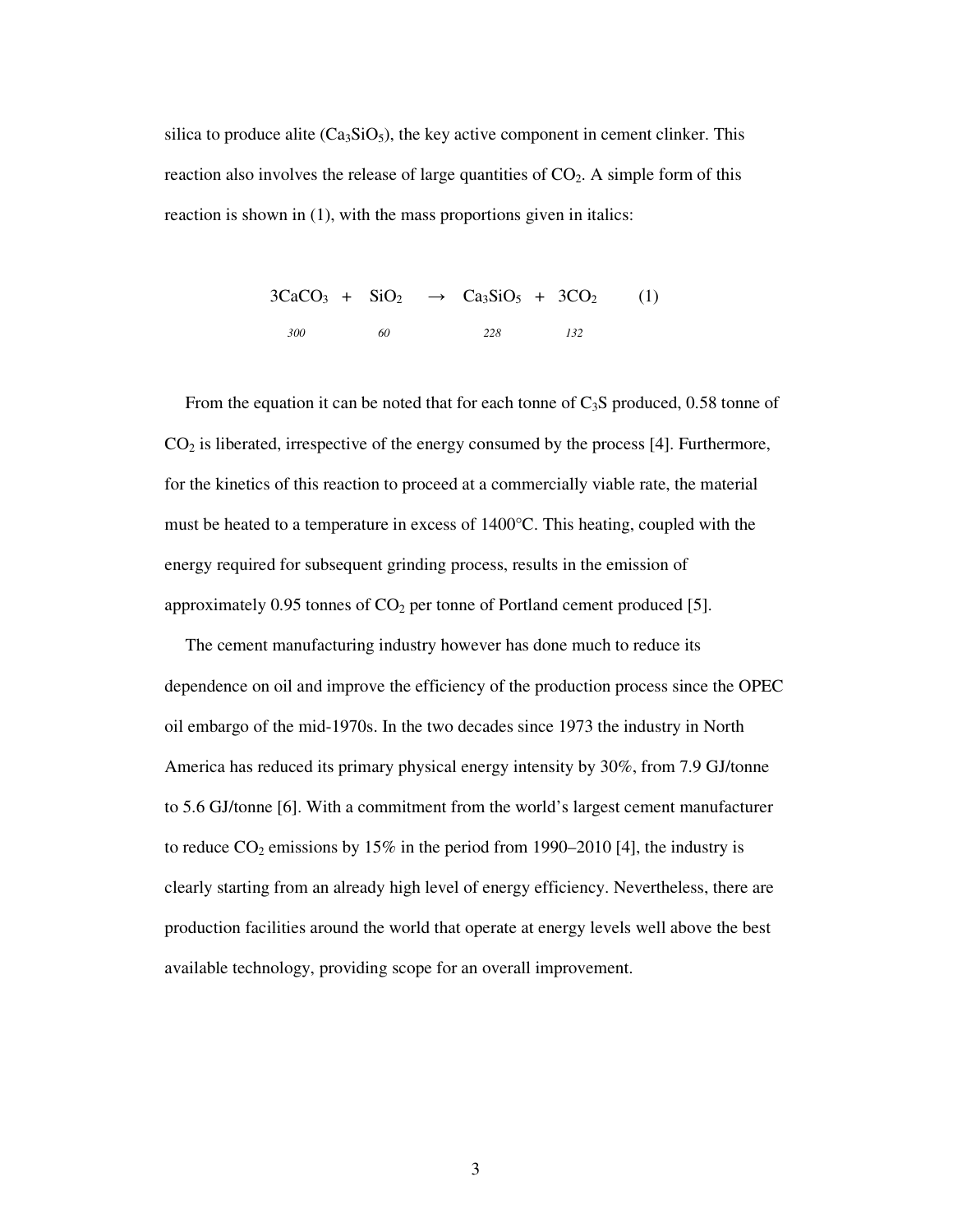silica to produce alite ($Ca_3SiO_5$), the key active component in cement clinker. This reaction also involves the release of large quantities of $CO_2$. A simple form of this reaction is shown in (1), with the mass proportions given in italics:

$$\underset{\textit{300}}{3CaCO_3} + \underset{\textit{60}}{SiO_2} \rightarrow \underset{\textit{228}}{Ca_3SiO_5} + \underset{\textit{132}}{3CO_2} \qquad (1)$$

From the equation it can be noted that for each tonne of $C_3S$ produced, 0.58 tonne of $CO_2$ is liberated, irrespective of the energy consumed by the process [4]. Furthermore, for the kinetics of this reaction to proceed at a commercially viable rate, the material must be heated to a temperature in excess of 1400°C. This heating, coupled with the energy required for subsequent grinding process, results in the emission of approximately 0.95 tonnes of $CO_2$ per tonne of Portland cement produced [5].

The cement manufacturing industry however has done much to reduce its dependence on oil and improve the efficiency of the production process since the OPEC oil embargo of the mid-1970s. In the two decades since 1973 the industry in North America has reduced its primary physical energy intensity by 30%, from 7.9 GJ/tonne to 5.6 GJ/tonne [6]. With a commitment from the world's largest cement manufacturer to reduce $CO_2$ emissions by 15% in the period from 1990–2010 [4], the industry is clearly starting from an already high level of energy efficiency. Nevertheless, there are production facilities around the world that operate at energy levels well above the best available technology, providing scope for an overall improvement.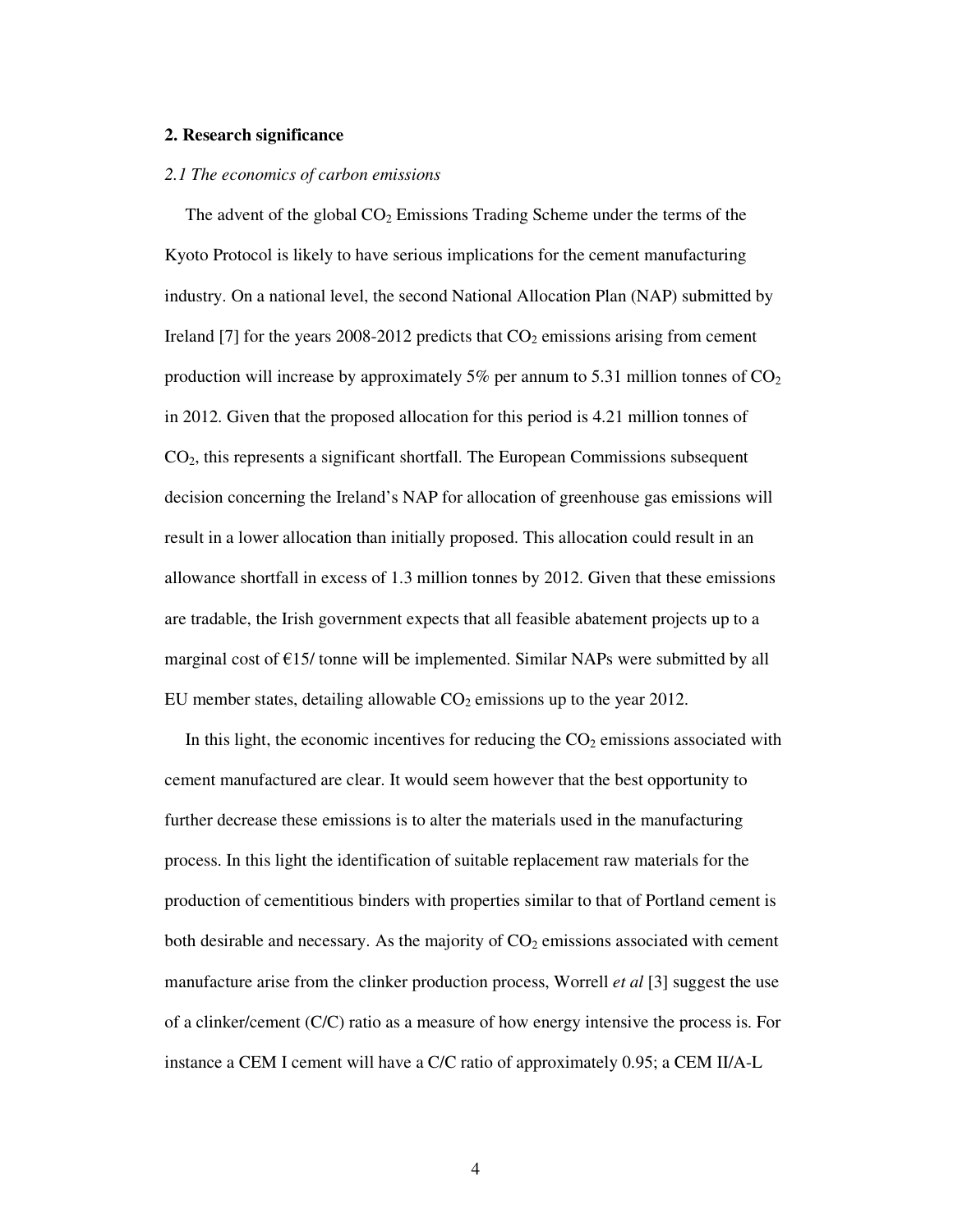## 2. Research significance

### *2.1 The economics of carbon emissions*

The advent of the global $CO_2$ Emissions Trading Scheme under the terms of the Kyoto Protocol is likely to have serious implications for the cement manufacturing industry. On a national level, the second National Allocation Plan (NAP) submitted by Ireland [7] for the years 2008-2012 predicts that $CO_2$ emissions arising from cement production will increase by approximately 5% per annum to 5.31 million tonnes of $CO_2$ in 2012. Given that the proposed allocation for this period is 4.21 million tonnes of $CO_2$, this represents a significant shortfall. The European Commissions subsequent decision concerning the Ireland's NAP for allocation of greenhouse gas emissions will result in a lower allocation than initially proposed. This allocation could result in an allowance shortfall in excess of 1.3 million tonnes by 2012. Given that these emissions are tradable, the Irish government expects that all feasible abatement projects up to a marginal cost of €15/ tonne will be implemented. Similar NAPs were submitted by all EU member states, detailing allowable $CO_2$ emissions up to the year 2012.

In this light, the economic incentives for reducing the $CO_2$ emissions associated with cement manufactured are clear. It would seem however that the best opportunity to further decrease these emissions is to alter the materials used in the manufacturing process. In this light the identification of suitable replacement raw materials for the production of cementitious binders with properties similar to that of Portland cement is both desirable and necessary. As the majority of $CO_2$ emissions associated with cement manufacture arise from the clinker production process, Worrell *et al* [3] suggest the use of a clinker/cement (C/C) ratio as a measure of how energy intensive the process is. For instance a CEM I cement will have a C/C ratio of approximately 0.95; a CEM II/A-L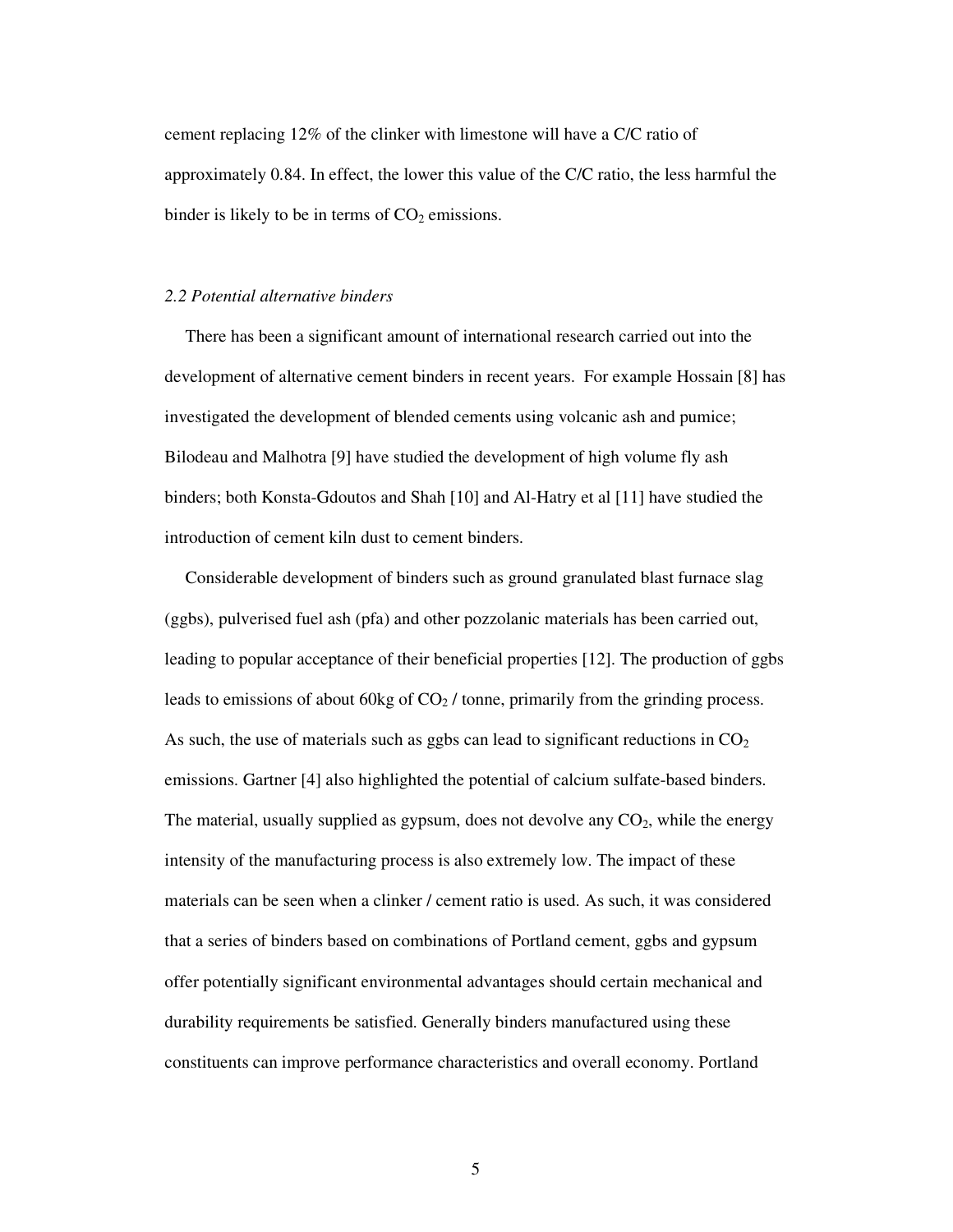cement replacing 12% of the clinker with limestone will have a C/C ratio of approximately 0.84. In effect, the lower this value of the C/C ratio, the less harmful the binder is likely to be in terms of $CO_2$ emissions.

### *2.2 Potential alternative binders*

There has been a significant amount of international research carried out into the development of alternative cement binders in recent years. For example Hossain [8] has investigated the development of blended cements using volcanic ash and pumice; Bilodeau and Malhotra [9] have studied the development of high volume fly ash binders; both Konsta-Gdoutos and Shah [10] and Al-Hatry et al [11] have studied the introduction of cement kiln dust to cement binders.

Considerable development of binders such as ground granulated blast furnace slag (ggbs), pulverised fuel ash (pfa) and other pozzolanic materials has been carried out, leading to popular acceptance of their beneficial properties [12]. The production of ggbs leads to emissions of about 60kg of $CO_2$ / tonne, primarily from the grinding process. As such, the use of materials such as ggbs can lead to significant reductions in $CO_2$ emissions. Gartner [4] also highlighted the potential of calcium sulfate-based binders. The material, usually supplied as gypsum, does not devolve any $CO_2$, while the energy intensity of the manufacturing process is also extremely low. The impact of these materials can be seen when a clinker / cement ratio is used. As such, it was considered that a series of binders based on combinations of Portland cement, ggbs and gypsum offer potentially significant environmental advantages should certain mechanical and durability requirements be satisfied. Generally binders manufactured using these constituents can improve performance characteristics and overall economy. Portland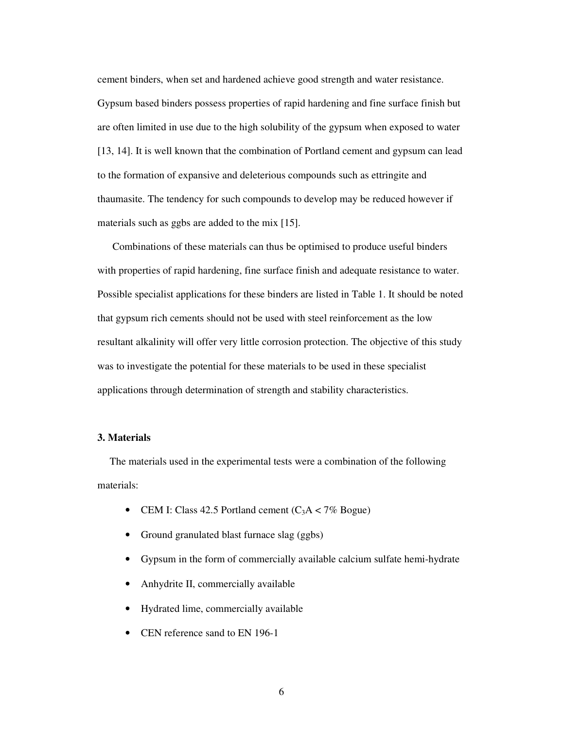cement binders, when set and hardened achieve good strength and water resistance. Gypsum based binders possess properties of rapid hardening and fine surface finish but are often limited in use due to the high solubility of the gypsum when exposed to water [13, 14]. It is well known that the combination of Portland cement and gypsum can lead to the formation of expansive and deleterious compounds such as ettringite and thaumasite. The tendency for such compounds to develop may be reduced however if materials such as ggbs are added to the mix [15].

Combinations of these materials can thus be optimised to produce useful binders with properties of rapid hardening, fine surface finish and adequate resistance to water. Possible specialist applications for these binders are listed in Table 1. It should be noted that gypsum rich cements should not be used with steel reinforcement as the low resultant alkalinity will offer very little corrosion protection. The objective of this study was to investigate the potential for these materials to be used in these specialist applications through determination of strength and stability characteristics.

### 3. Materials

The materials used in the experimental tests were a combination of the following materials:

- CEM I: Class 42.5 Portland cement ($C_3A$ < 7% Bogue)
- Ground granulated blast furnace slag (ggbs)
- Gypsum in the form of commercially available calcium sulfate hemi-hydrate
- Anhydrite II, commercially available
- Hydrated lime, commercially available
- CEN reference sand to EN 196-1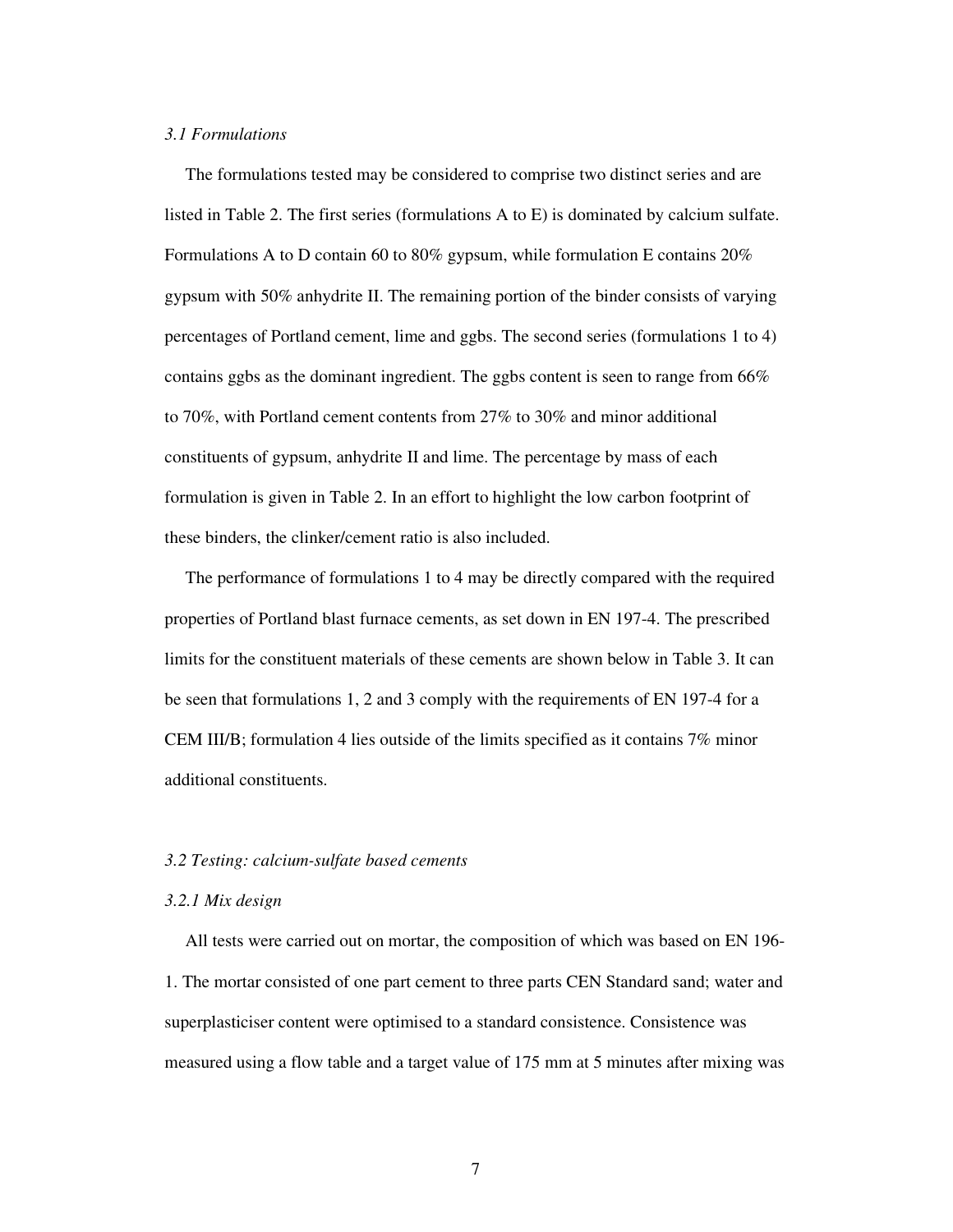### *3.1 Formulations*

The formulations tested may be considered to comprise two distinct series and are listed in Table 2. The first series (formulations A to E) is dominated by calcium sulfate. Formulations A to D contain 60 to 80% gypsum, while formulation E contains 20% gypsum with 50% anhydrite II. The remaining portion of the binder consists of varying percentages of Portland cement, lime and ggbs. The second series (formulations 1 to 4) contains ggbs as the dominant ingredient. The ggbs content is seen to range from 66% to 70%, with Portland cement contents from 27% to 30% and minor additional constituents of gypsum, anhydrite II and lime. The percentage by mass of each formulation is given in Table 2. In an effort to highlight the low carbon footprint of these binders, the clinker/cement ratio is also included.

The performance of formulations 1 to 4 may be directly compared with the required properties of Portland blast furnace cements, as set down in EN 197-4. The prescribed limits for the constituent materials of these cements are shown below in Table 3. It can be seen that formulations 1, 2 and 3 comply with the requirements of EN 197-4 for a CEM III/B; formulation 4 lies outside of the limits specified as it contains 7% minor additional constituents.

### *3.2 Testing: calcium-sulfate based cements*

#### *3.2.1 Mix design*

All tests were carried out on mortar, the composition of which was based on EN 196-1. The mortar consisted of one part cement to three parts CEN Standard sand; water and superplasticiser content were optimised to a standard consistence. Consistence was measured using a flow table and a target value of 175 mm at 5 minutes after mixing was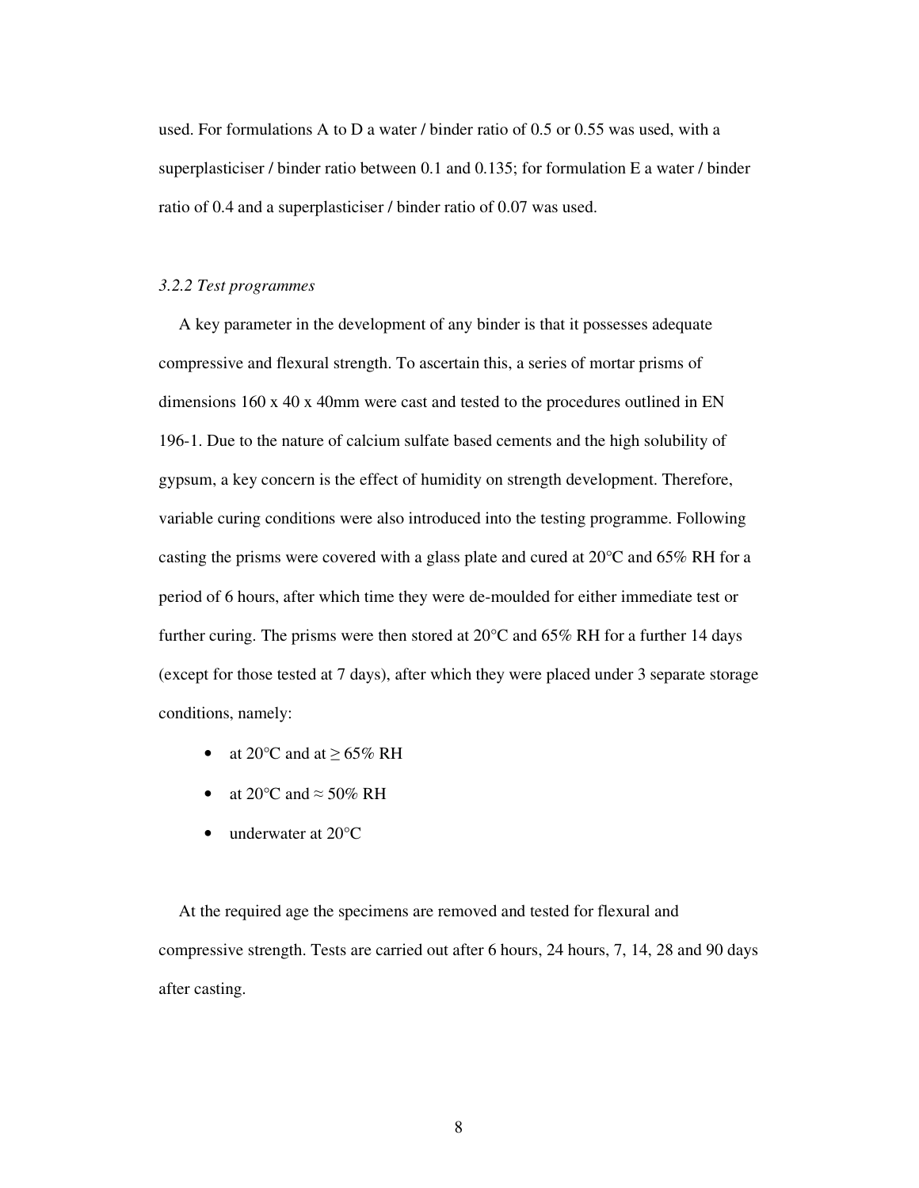used. For formulations A to D a water / binder ratio of 0.5 or 0.55 was used, with a superplasticiser / binder ratio between 0.1 and 0.135; for formulation E a water / binder ratio of 0.4 and a superplasticiser / binder ratio of 0.07 was used.

### *3.2.2 Test programmes*

A key parameter in the development of any binder is that it possesses adequate compressive and flexural strength. To ascertain this, a series of mortar prisms of dimensions 160 x 40 x 40mm were cast and tested to the procedures outlined in EN 196-1. Due to the nature of calcium sulfate based cements and the high solubility of gypsum, a key concern is the effect of humidity on strength development. Therefore, variable curing conditions were also introduced into the testing programme. Following casting the prisms were covered with a glass plate and cured at 20°C and 65% RH for a period of 6 hours, after which time they were de-moulded for either immediate test or further curing. The prisms were then stored at 20°C and 65% RH for a further 14 days (except for those tested at 7 days), after which they were placed under 3 separate storage conditions, namely:

- at 20°C and at ≥ 65% RH
- at 20°C and ≈ 50% RH
- underwater at 20°C

At the required age the specimens are removed and tested for flexural and compressive strength. Tests are carried out after 6 hours, 24 hours, 7, 14, 28 and 90 days after casting.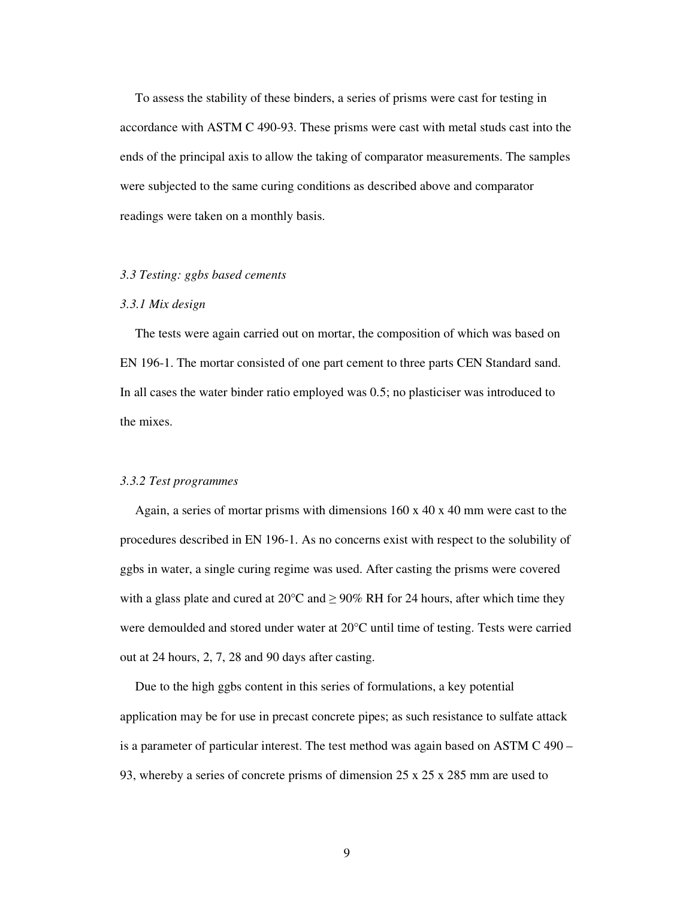To assess the stability of these binders, a series of prisms were cast for testing in accordance with ASTM C 490-93. These prisms were cast with metal studs cast into the ends of the principal axis to allow the taking of comparator measurements. The samples were subjected to the same curing conditions as described above and comparator readings were taken on a monthly basis.

### *3.3 Testing: ggbs based cements*

#### *3.3.1 Mix design*

The tests were again carried out on mortar, the composition of which was based on EN 196-1. The mortar consisted of one part cement to three parts CEN Standard sand. In all cases the water binder ratio employed was 0.5; no plasticiser was introduced to the mixes.

#### *3.3.2 Test programmes*

Again, a series of mortar prisms with dimensions 160 x 40 x 40 mm were cast to the procedures described in EN 196-1. As no concerns exist with respect to the solubility of ggbs in water, a single curing regime was used. After casting the prisms were covered with a glass plate and cured at 20°C and ≥ 90% RH for 24 hours, after which time they were demoulded and stored under water at 20°C until time of testing. Tests were carried out at 24 hours, 2, 7, 28 and 90 days after casting.

Due to the high ggbs content in this series of formulations, a key potential application may be for use in precast concrete pipes; as such resistance to sulfate attack is a parameter of particular interest. The test method was again based on ASTM C 490 – 93, whereby a series of concrete prisms of dimension 25 x 25 x 285 mm are used to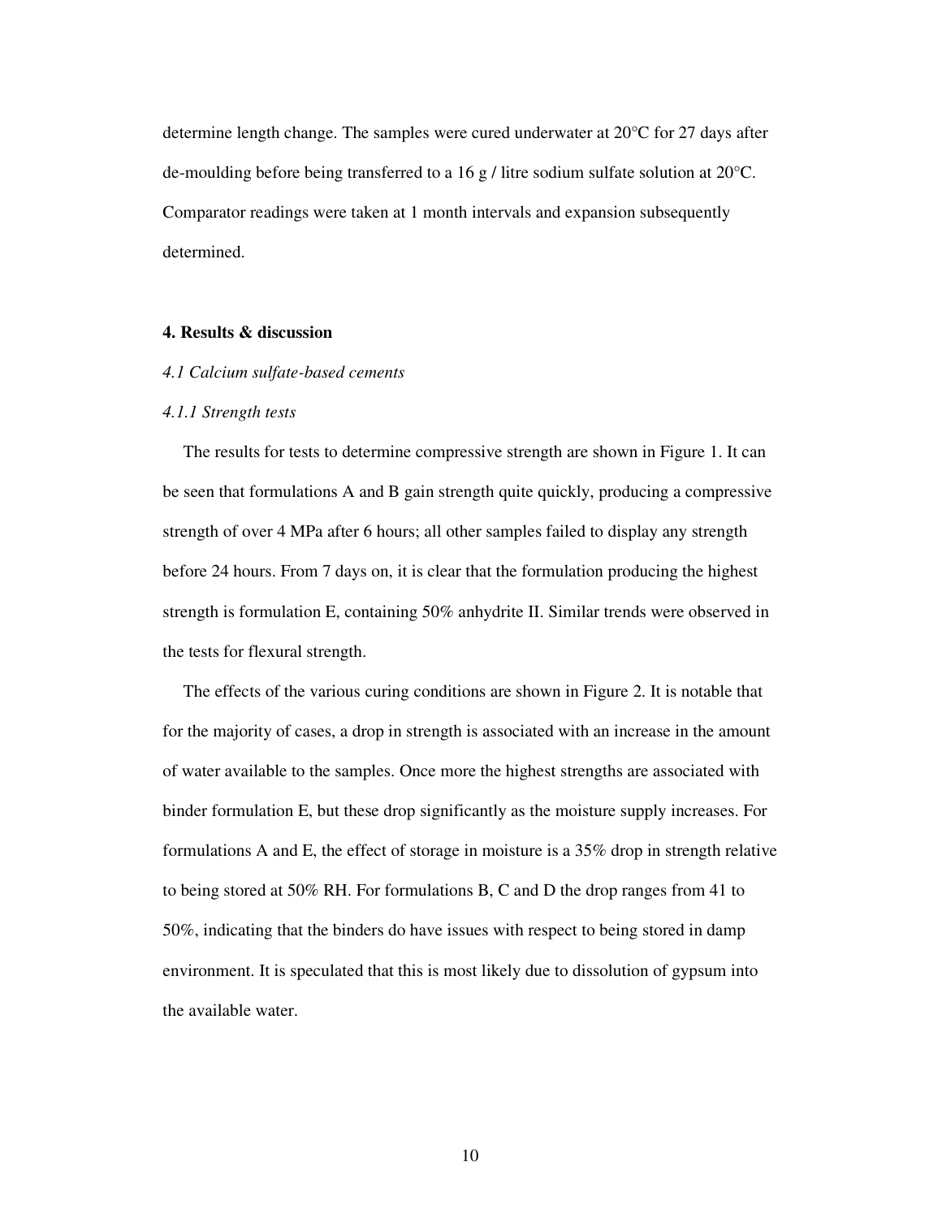determine length change. The samples were cured underwater at 20°C for 27 days after de-moulding before being transferred to a 16 g / litre sodium sulfate solution at 20°C. Comparator readings were taken at 1 month intervals and expansion subsequently determined.

## 4. Results & discussion

### *4.1 Calcium sulfate-based cements*

#### *4.1.1 Strength tests*

The results for tests to determine compressive strength are shown in Figure 1. It can be seen that formulations A and B gain strength quite quickly, producing a compressive strength of over 4 MPa after 6 hours; all other samples failed to display any strength before 24 hours. From 7 days on, it is clear that the formulation producing the highest strength is formulation E, containing 50% anhydrite II. Similar trends were observed in the tests for flexural strength.

The effects of the various curing conditions are shown in Figure 2. It is notable that for the majority of cases, a drop in strength is associated with an increase in the amount of water available to the samples. Once more the highest strengths are associated with binder formulation E, but these drop significantly as the moisture supply increases. For formulations A and E, the effect of storage in moisture is a 35% drop in strength relative to being stored at 50% RH. For formulations B, C and D the drop ranges from 41 to 50%, indicating that the binders do have issues with respect to being stored in damp environment. It is speculated that this is most likely due to dissolution of gypsum into the available water.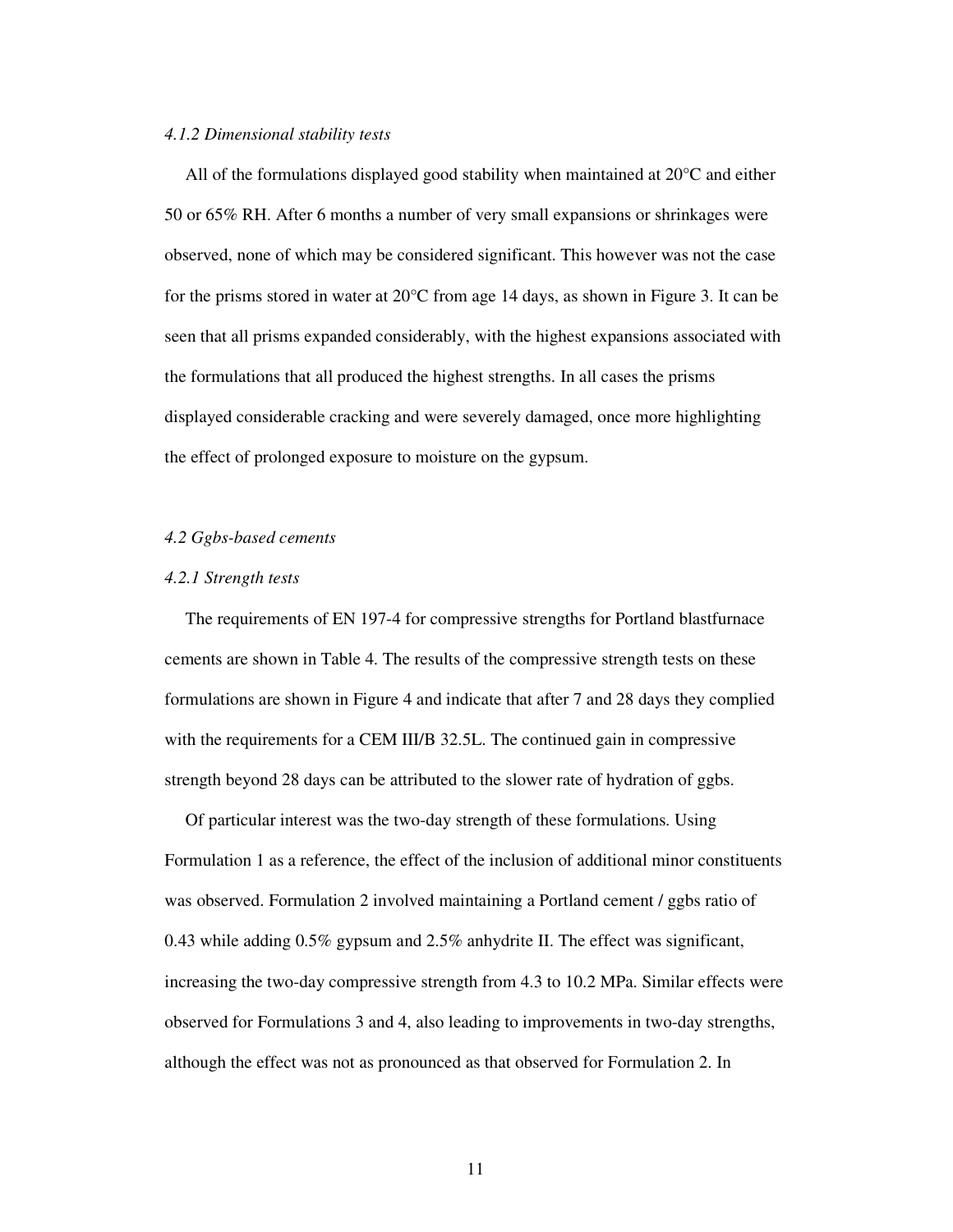#### *4.1.2 Dimensional stability tests*

All of the formulations displayed good stability when maintained at 20°C and either 50 or 65% RH. After 6 months a number of very small expansions or shrinkages were observed, none of which may be considered significant. This however was not the case for the prisms stored in water at 20°C from age 14 days, as shown in Figure 3. It can be seen that all prisms expanded considerably, with the highest expansions associated with the formulations that all produced the highest strengths. In all cases the prisms displayed considerable cracking and were severely damaged, once more highlighting the effect of prolonged exposure to moisture on the gypsum.

### *4.2 Ggbs-based cements*

#### *4.2.1 Strength tests*

The requirements of EN 197-4 for compressive strengths for Portland blastfurnace cements are shown in Table 4. The results of the compressive strength tests on these formulations are shown in Figure 4 and indicate that after 7 and 28 days they complied with the requirements for a CEM III/B 32.5L. The continued gain in compressive strength beyond 28 days can be attributed to the slower rate of hydration of ggbs.

Of particular interest was the two-day strength of these formulations. Using Formulation 1 as a reference, the effect of the inclusion of additional minor constituents was observed. Formulation 2 involved maintaining a Portland cement / ggbs ratio of 0.43 while adding 0.5% gypsum and 2.5% anhydrite II. The effect was significant, increasing the two-day compressive strength from 4.3 to 10.2 MPa. Similar effects were observed for Formulations 3 and 4, also leading to improvements in two-day strengths, although the effect was not as pronounced as that observed for Formulation 2. In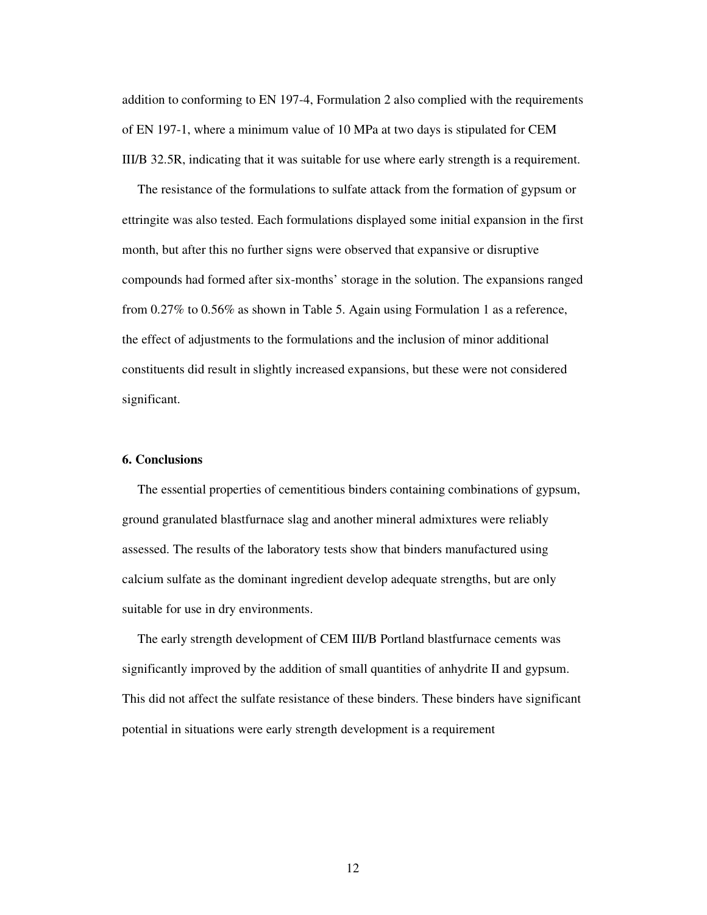addition to conforming to EN 197-4, Formulation 2 also complied with the requirements of EN 197-1, where a minimum value of 10 MPa at two days is stipulated for CEM III/B 32.5R, indicating that it was suitable for use where early strength is a requirement.

The resistance of the formulations to sulfate attack from the formation of gypsum or ettringite was also tested. Each formulations displayed some initial expansion in the first month, but after this no further signs were observed that expansive or disruptive compounds had formed after six-months' storage in the solution. The expansions ranged from 0.27% to 0.56% as shown in Table 5. Again using Formulation 1 as a reference, the effect of adjustments to the formulations and the inclusion of minor additional constituents did result in slightly increased expansions, but these were not considered significant.

## 6. Conclusions

The essential properties of cementitious binders containing combinations of gypsum, ground granulated blastfurnace slag and another mineral admixtures were reliably assessed. The results of the laboratory tests show that binders manufactured using calcium sulfate as the dominant ingredient develop adequate strengths, but are only suitable for use in dry environments.

The early strength development of CEM III/B Portland blastfurnace cements was significantly improved by the addition of small quantities of anhydrite II and gypsum. This did not affect the sulfate resistance of these binders. These binders have significant potential in situations were early strength development is a requirement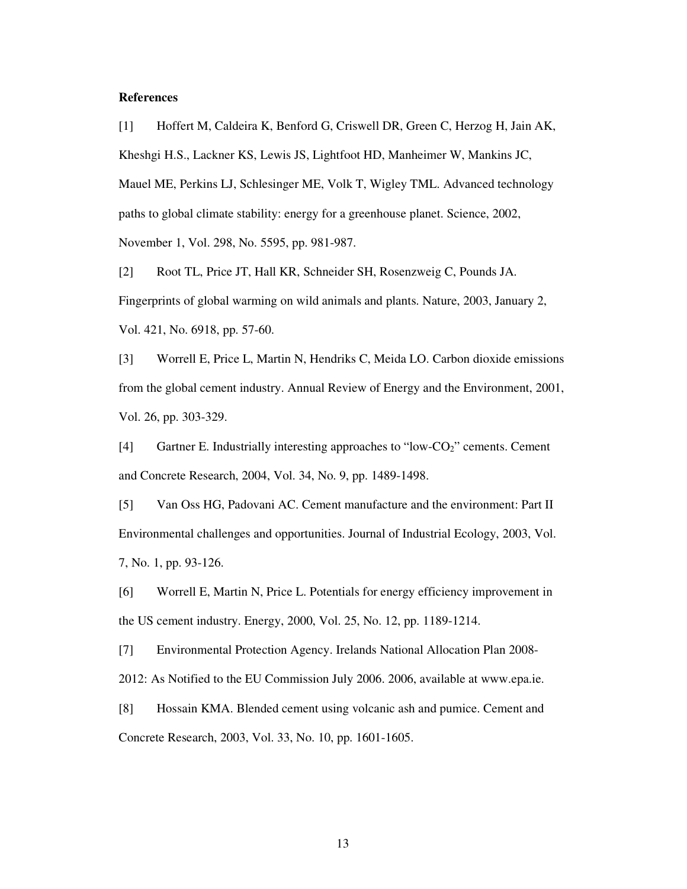**References**

[1] Hoffert M, Caldeira K, Benford G, Criswell DR, Green C, Herzog H, Jain AK, Kheshgi H.S., Lackner KS, Lewis JS, Lightfoot HD, Manheimer W, Mankins JC, Mauel ME, Perkins LJ, Schlesinger ME, Volk T, Wigley TML. Advanced technology paths to global climate stability: energy for a greenhouse planet. Science, 2002, November 1, Vol. 298, No. 5595, pp. 981-987.

[2] Root TL, Price JT, Hall KR, Schneider SH, Rosenzweig C, Pounds JA. Fingerprints of global warming on wild animals and plants. Nature, 2003, January 2, Vol. 421, No. 6918, pp. 57-60.

[3] Worrell E, Price L, Martin N, Hendriks C, Meida LO. Carbon dioxide emissions from the global cement industry. Annual Review of Energy and the Environment, 2001, Vol. 26, pp. 303-329.

[4] Gartner E. Industrially interesting approaches to "low-$CO_2$" cements. Cement and Concrete Research, 2004, Vol. 34, No. 9, pp. 1489-1498.

[5] Van Oss HG, Padovani AC. Cement manufacture and the environment: Part II Environmental challenges and opportunities. Journal of Industrial Ecology, 2003, Vol. 7, No. 1, pp. 93-126.

[6] Worrell E, Martin N, Price L. Potentials for energy efficiency improvement in the US cement industry. Energy, 2000, Vol. 25, No. 12, pp. 1189-1214.

[7] Environmental Protection Agency. Irelands National Allocation Plan 2008-2012: As Notified to the EU Commission July 2006. 2006, available at www.epa.ie.

[8] Hossain KMA. Blended cement using volcanic ash and pumice. Cement and Concrete Research, 2003, Vol. 33, No. 10, pp. 1601-1605.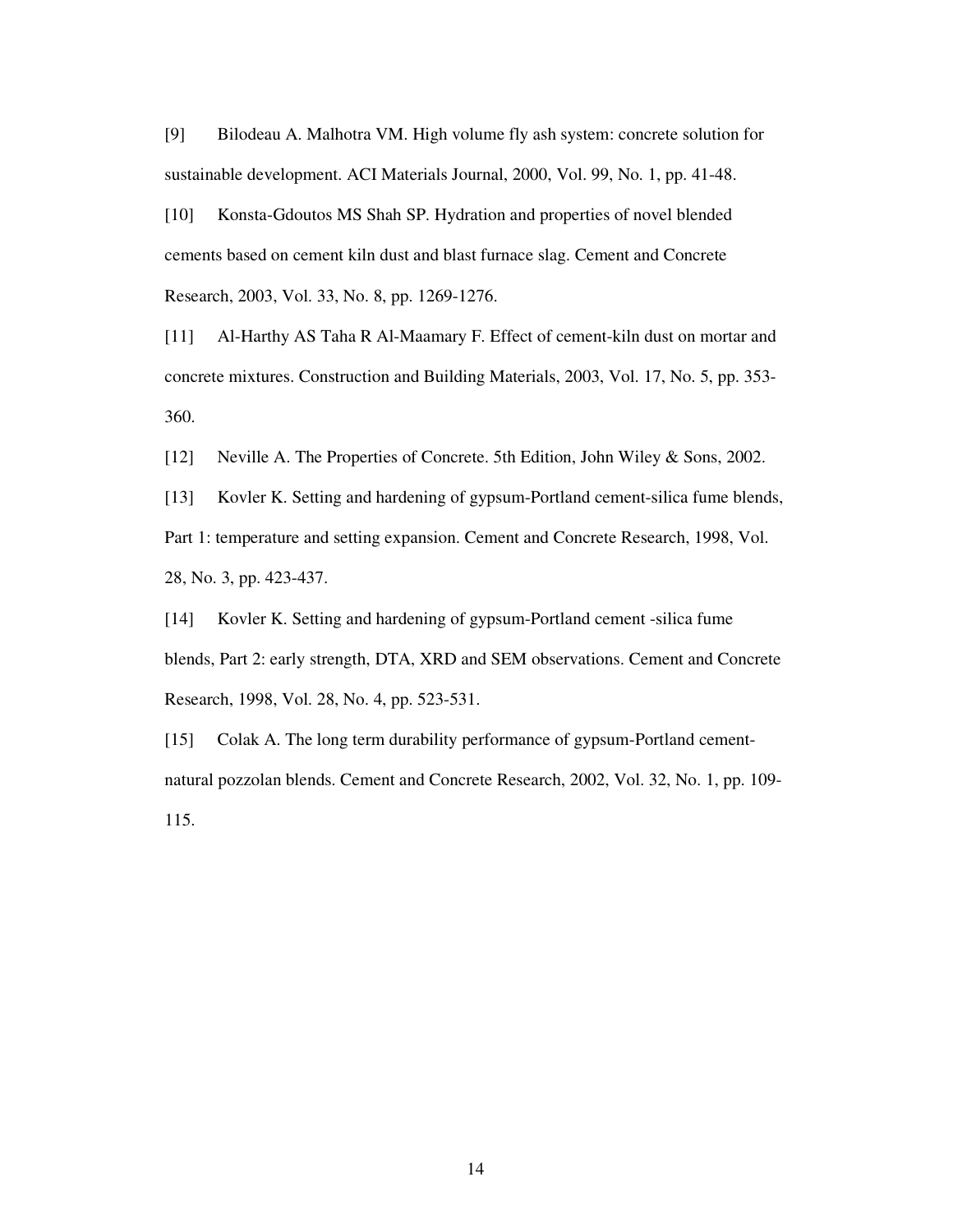[9] Bilodeau A. Malhotra VM. High volume fly ash system: concrete solution for sustainable development. ACI Materials Journal, 2000, Vol. 99, No. 1, pp. 41-48.

[10] Konsta-Gdoutos MS Shah SP. Hydration and properties of novel blended cements based on cement kiln dust and blast furnace slag. Cement and Concrete Research, 2003, Vol. 33, No. 8, pp. 1269-1276.

[11] Al-Harthy AS Taha R Al-Maamary F. Effect of cement-kiln dust on mortar and concrete mixtures. Construction and Building Materials, 2003, Vol. 17, No. 5, pp. 353-360.

[12] Neville A. The Properties of Concrete. 5th Edition, John Wiley & Sons, 2002.

[13] Kovler K. Setting and hardening of gypsum-Portland cement-silica fume blends, Part 1: temperature and setting expansion. Cement and Concrete Research, 1998, Vol. 28, No. 3, pp. 423-437.

[14] Kovler K. Setting and hardening of gypsum-Portland cement -silica fume blends, Part 2: early strength, DTA, XRD and SEM observations. Cement and Concrete Research, 1998, Vol. 28, No. 4, pp. 523-531.

[15] Colak A. The long term durability performance of gypsum-Portland cement-natural pozzolan blends. Cement and Concrete Research, 2002, Vol. 32, No. 1, pp. 109-115.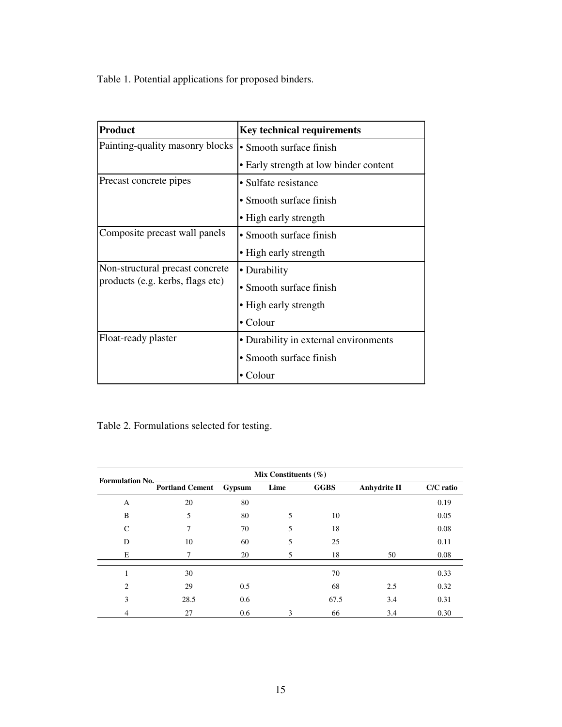Table 1. Potential applications for proposed binders.

| Product | Key technical requirements |
|---|---|
| Painting-quality masonry blocks | • Smooth surface finish<br>• Early strength at low binder content |
| Precast concrete pipes | • Sulfate resistance<br>• Smooth surface finish<br>• High early strength |
| Composite precast wall panels | • Smooth surface finish<br>• High early strength |
| Non-structural precast concrete products (e.g. kerbs, flags etc) | • Durability<br>• Smooth surface finish<br>• High early strength<br>• Colour |
| Float-ready plaster | • Durability in external environments<br>• Smooth surface finish<br>• Colour |

Table 2. Formulations selected for testing.

| Formulation No. | Mix Constituents (%) | | | | | |
|---|---|---|---|---|---|---|
| | Portland Cement | Gypsum | Lime | GGBS | Anhydrite II | C/C ratio |
| A | 20 | 80 | | | | 0.19 |
| B | 5 | 80 | 5 | 10 | | 0.05 |
| C | 7 | 70 | 5 | 18 | | 0.08 |
| D | 10 | 60 | 5 | 25 | | 0.11 |
| E | 7 | 20 | 5 | 18 | 50 | 0.08 |
| 1 | 30 | | | 70 | | 0.33 |
| 2 | 29 | 0.5 | | 68 | 2.5 | 0.32 |
| 3 | 28.5 | 0.6 | | 67.5 | 3.4 | 0.31 |
| 4 | 27 | 0.6 | 3 | 66 | 3.4 | 0.30 |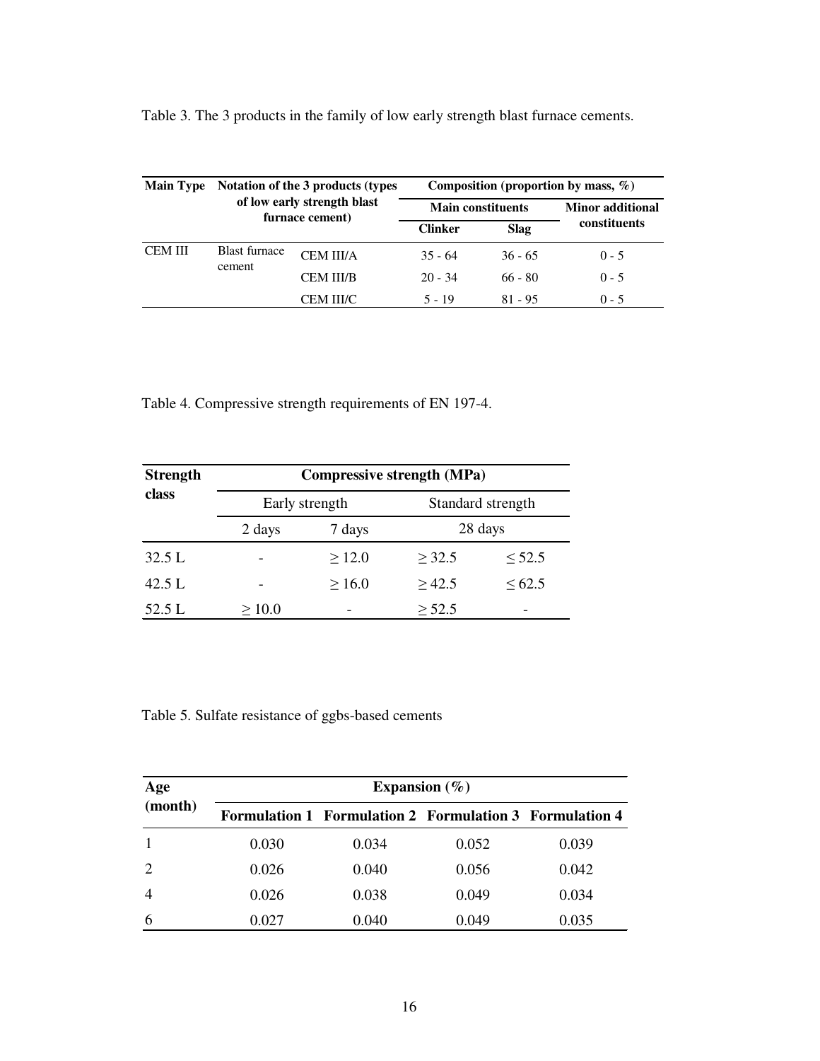Table 3. The 3 products in the family of low early strength blast furnace cements.

| Main Type | Notation of the 3 products (types of low early strength blast furnace cement) | | Composition (proportion by mass, %) | | |
|---|---|---|---|---|---|
| | | | Main constituents | | Minor additional constituents |
| | | | Clinker | Slag | |
| CEM III | Blast furnace cement | CEM III/A | 35 - 64 | 36 - 65 | 0 - 5 |
| | | CEM III/B | 20 - 34 | 66 - 80 | 0 - 5 |
| | | CEM III/C | 5 - 19 | 81 - 95 | 0 - 5 |

Table 4. Compressive strength requirements of EN 197-4.

| Strength class | Compressive strength (MPa) | | | |
|---|---|---|---|---|
| | Early strength | | Standard strength | |
| | 2 days | 7 days | 28 days | |
| 32.5 L | - | ≥ 12.0 | ≥ 32.5 | ≤ 52.5 |
| 42.5 L | - | ≥ 16.0 | ≥ 42.5 | ≤ 62.5 |
| 52.5 L | ≥ 10.0 | - | ≥ 52.5 | - |

Table 5. Sulfate resistance of ggbs-based cements

| Age (month) | Expansion (%) | | | |
|---|---|---|---|---|
| | Formulation 1 | Formulation 2 | Formulation 3 | Formulation 4 |
| 1 | 0.030 | 0.034 | 0.052 | 0.039 |
| 2 | 0.026 | 0.040 | 0.056 | 0.042 |
| 4 | 0.026 | 0.038 | 0.049 | 0.034 |
| 6 | 0.027 | 0.040 | 0.049 | 0.035 |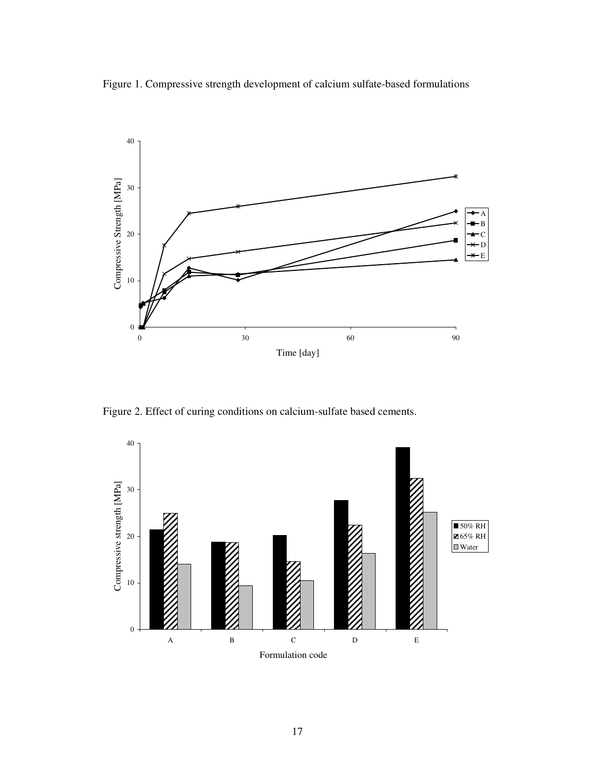Figure 1. Compressive strength development of calcium sulfate-based formulations

Figure 2. Effect of curing conditions on calcium-sulfate based cements.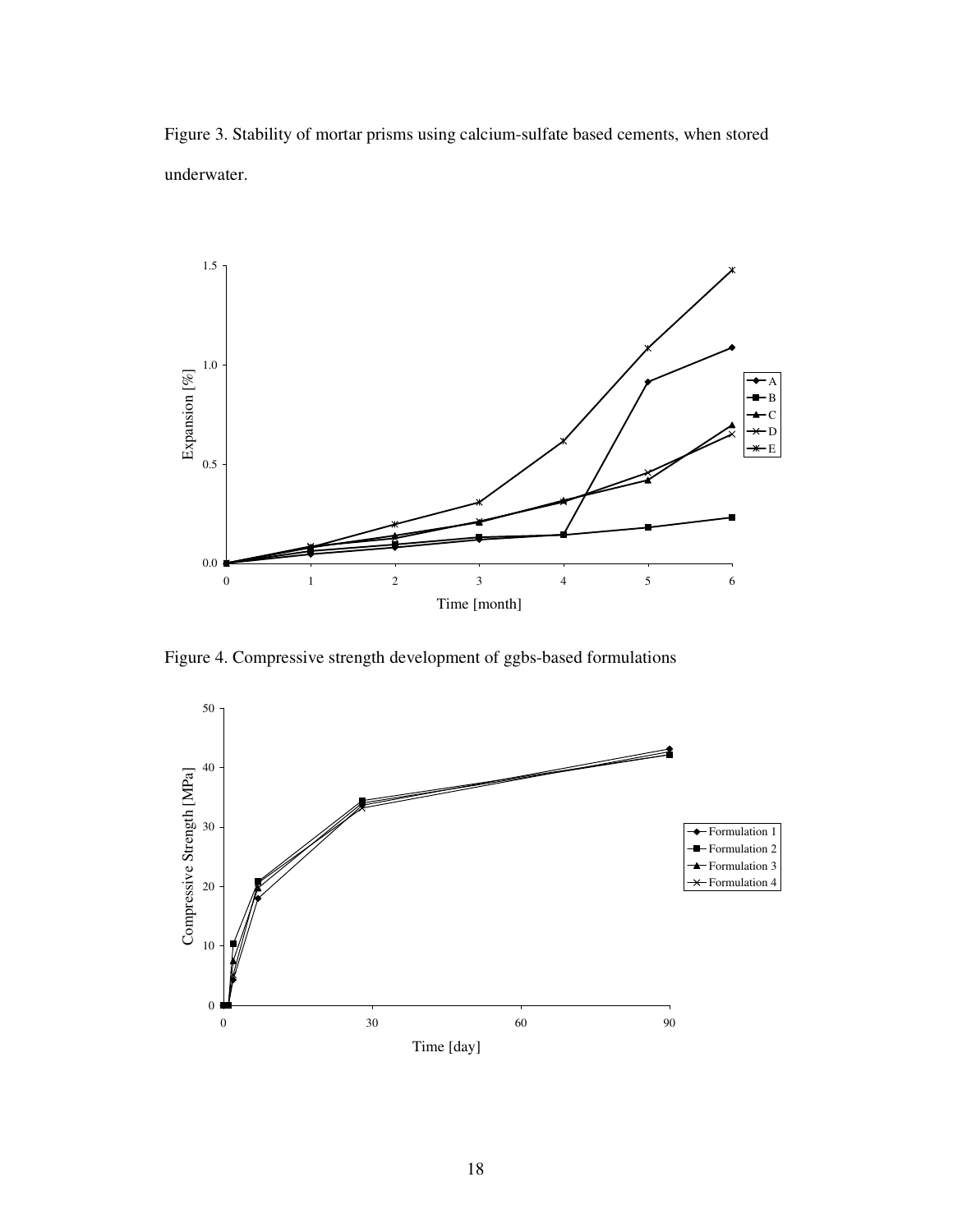Figure 3. Stability of mortar prisms using calcium-sulfate based cements, when stored underwater.

1.5
1.0
0.5
0.0
Expansion [%]
0
1
2
3
4
5
6
Time [month]
A
B
C
D
E

Figure 4. Compressive strength development of ggbs-based formulations

50
40
30
20
10
0
Compressive Strength [MPa]
0
30
60
90
Time [day]
Formulation 1
Formulation 2
Formulation 3
Formulation 4